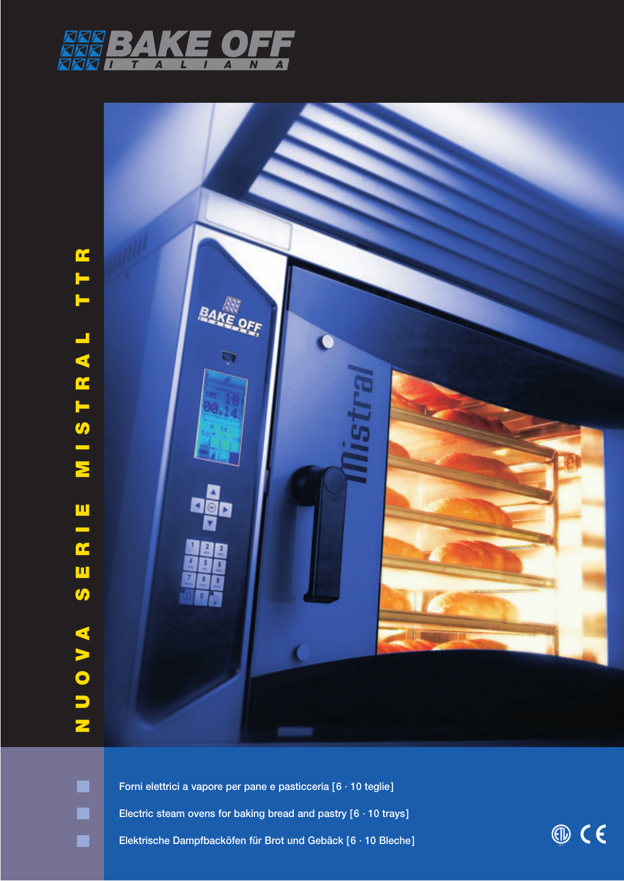# BAKE OFF ITALIANA

## NUOVA SERIE MISTRAL TTR

- Forni elettrici a vapore per pane e pasticceria [6 · 10 teglie]
- Electric steam ovens for baking bread and pastry [6 · 10 trays]
- Elektrische Dampfbacköfen für Brot und Gebäck [6 · 10 Bleche]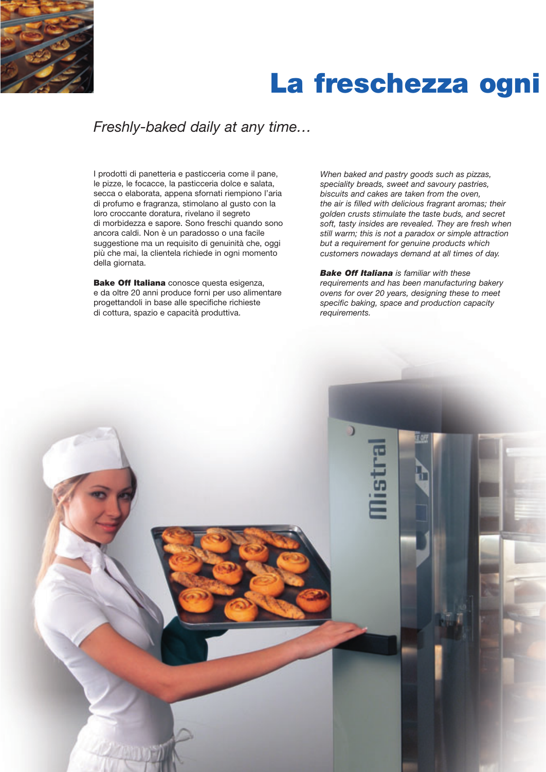# La freschezza ogni

*Freshly-baked daily at any time…*

I prodotti di panetteria e pasticceria come il pane, le pizze, le focacce, la pasticceria dolce e salata, secca o elaborata, appena sfornati riempiono l'aria di profumo e fragranza, stimolano al gusto con la loro croccante doratura, rivelano il segreto di morbidezza e sapore. Sono freschi quando sono ancora caldi. Non è un paradosso o una facile suggestione ma un requisito di genuinità che, oggi più che mai, la clientela richiede in ogni momento della giornata.

**Bake Off Italiana** conosce questa esigenza, e da oltre 20 anni produce forni per uso alimentare progettandoli in base alle specifiche richieste di cottura, spazio e capacità produttiva.

*When baked and pastry goods such as pizzas, speciality breads, sweet and savoury pastries, biscuits and cakes are taken from the oven, the air is filled with delicious fragrant aromas; their golden crusts stimulate the taste buds, and secret soft, tasty insides are revealed. They are fresh when still warm; this is not a paradox or simple attraction but a requirement for genuine products which customers nowadays demand at all times of day.*

***Bake Off Italiana** is familiar with these requirements and has been manufacturing bakery ovens for over 20 years, designing these to meet specific baking, space and production capacity requirements.*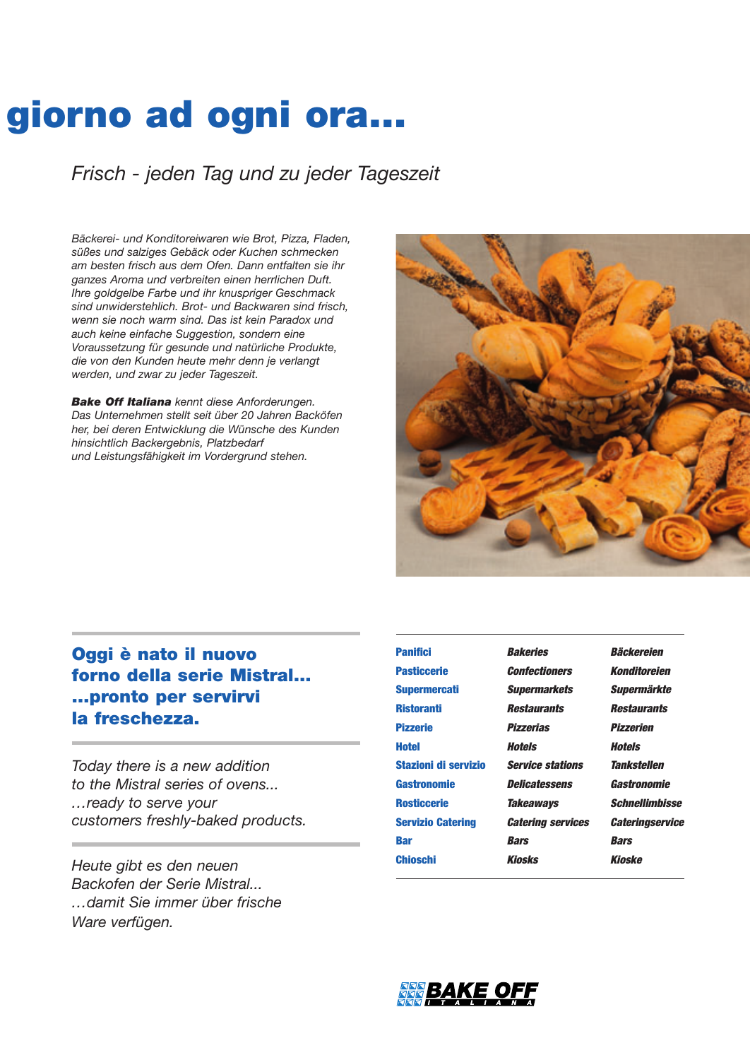# giorno ad ogni ora...

*Frisch - jeden Tag und zu jeder Tageszeit*

*Bäckerei- und Konditoreiwaren wie Brot, Pizza, Fladen, süßes und salziges Gebäck oder Kuchen schmecken am besten frisch aus dem Ofen. Dann entfalten sie ihr ganzes Aroma und verbreiten einen herrlichen Duft. Ihre goldgelbe Farbe und ihr knuspriger Geschmack sind unwiderstehlich. Brot- und Backwaren sind frisch, wenn sie noch warm sind. Das ist kein Paradox und auch keine einfache Suggestion, sondern eine Voraussetzung für gesunde und natürliche Produkte, die von den Kunden heute mehr denn je verlangt werden, und zwar zu jeder Tageszeit.*

***Bake Off Italiana** kennt diese Anforderungen. Das Unternehmen stellt seit über 20 Jahren Backöfen her, bei deren Entwicklung die Wünsche des Kunden hinsichtlich Backergebnis, Platzbedarf und Leistungsfähigkeit im Vordergrund stehen.*

## Oggi è nato il nuovo forno della serie Mistral... ...pronto per servirvi la freschezza.

*Today there is a new addition to the Mistral series of ovens... ...ready to serve your customers freshly-baked products.*

*Heute gibt es den neuen Backofen der Serie Mistral... ...damit Sie immer über frische Ware verfügen.*

| Panifici | *Bakeries* | *Bäckereien* |
|---|---|---|
| Pasticcerie | *Confectioners* | *Konditoreien* |
| Supermercati | *Supermarkets* | *Supermärkte* |
| Ristoranti | *Restaurants* | *Restaurants* |
| Pizzerie | *Pizzerias* | *Pizzerien* |
| Hotel | *Hotels* | *Hotels* |
| Stazioni di servizio | *Service stations* | *Tankstellen* |
| Gastronomie | *Delicatessens* | *Gastronomie* |
| Rosticcerie | *Takeaways* | *Schnellimbisse* |
| Servizio Catering | *Catering services* | *Cateringservice* |
| Bar | *Bars* | *Bars* |
| Chioschi | *Kiosks* | *Kioske* |

BAKE OFF ITALIANA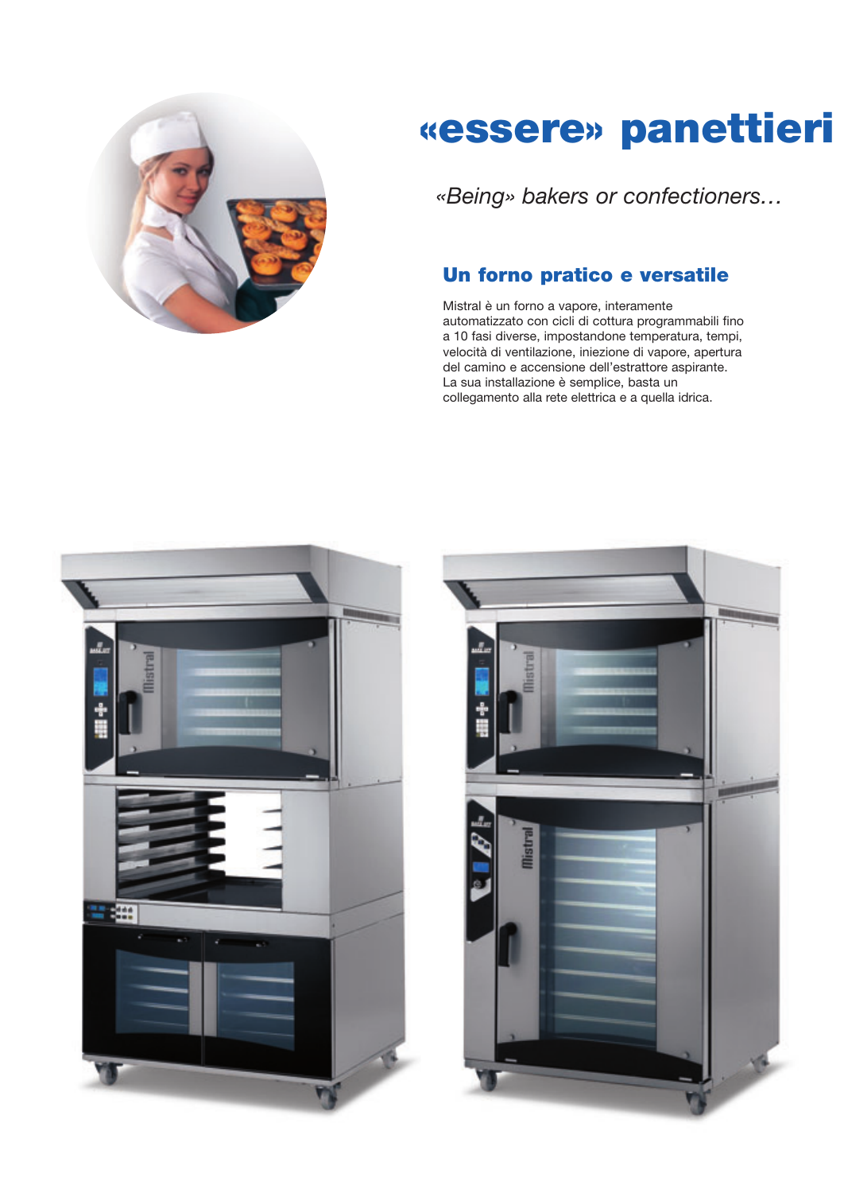# «essere» panettieri

*«Being» bakers or confectioners…*

## Un forno pratico e versatile

Mistral è un forno a vapore, interamente automatizzato con cicli di cottura programmabili fino a 10 fasi diverse, impostandone temperatura, tempi, velocità di ventilazione, iniezione di vapore, apertura del camino e accensione dell'estrattore aspirante.
La sua installazione è semplice, basta un collegamento alla rete elettrica e a quella idrica.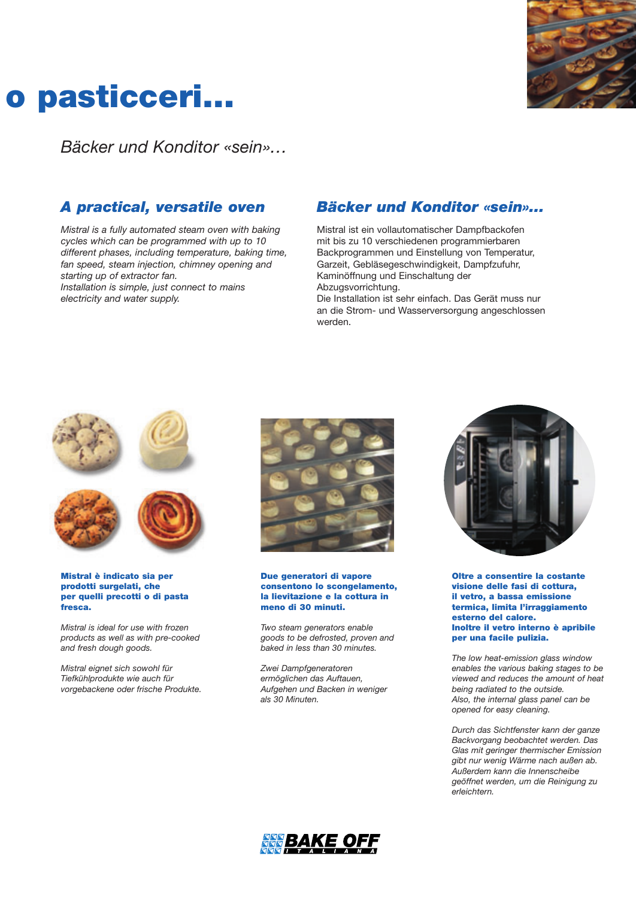# o pasticceri...

*Bäcker und Konditor «sein»...*

## *A practical, versatile oven*

*Mistral is a fully automated steam oven with baking cycles which can be programmed with up to 10 different phases, including temperature, baking time, fan speed, steam injection, chimney opening and starting up of extractor fan.*
*Installation is simple, just connect to mains electricity and water supply.*

## *Bäcker und Konditor «sein»...*

Mistral ist ein vollautomatischer Dampfbackofen mit bis zu 10 verschiedenen programmierbaren Backprogrammen und Einstellung von Temperatur, Garzeit, Gebläsegeschwindigkeit, Dampfzufuhr, Kaminöffnung und Einschaltung der Abzugsvorrichtung.
Die Installation ist sehr einfach. Das Gerät muss nur an die Strom- und Wasserversorgung angeschlossen werden.

**Mistral è indicato sia per prodotti surgelati, che per quelli precotti o di pasta fresca.**

*Mistral is ideal for use with frozen products as well as with pre-cooked and fresh dough goods.*

*Mistral eignet sich sowohl für Tiefkühlprodukte wie auch für vorgebackene oder frische Produkte.*

**Due generatori di vapore consentono lo scongelamento, la lievitazione e la cottura in meno di 30 minuti.**

*Two steam generators enable goods to be defrosted, proven and baked in less than 30 minutes.*

*Zwei Dampfgeneratoren ermöglichen das Auftauen, Aufgehen und Backen in weniger als 30 Minuten.*

**Oltre a consentire la costante visione delle fasi di cottura, il vetro, a bassa emissione termica, limita l'irraggiamento esterno del calore.**
**Inoltre il vetro interno è apribile per una facile pulizia.**

*The low heat-emission glass window enables the various baking stages to be viewed and reduces the amount of heat being radiated to the outside.*
*Also, the internal glass panel can be opened for easy cleaning.*

*Durch das Sichtfenster kann der ganze Backvorgang beobachtet werden. Das Glas mit geringer thermischer Emission gibt nur wenig Wärme nach außen ab. Außerdem kann die Innenscheibe geöffnet werden, um die Reinigung zu erleichtern.*

BAKE OFF ITALIANA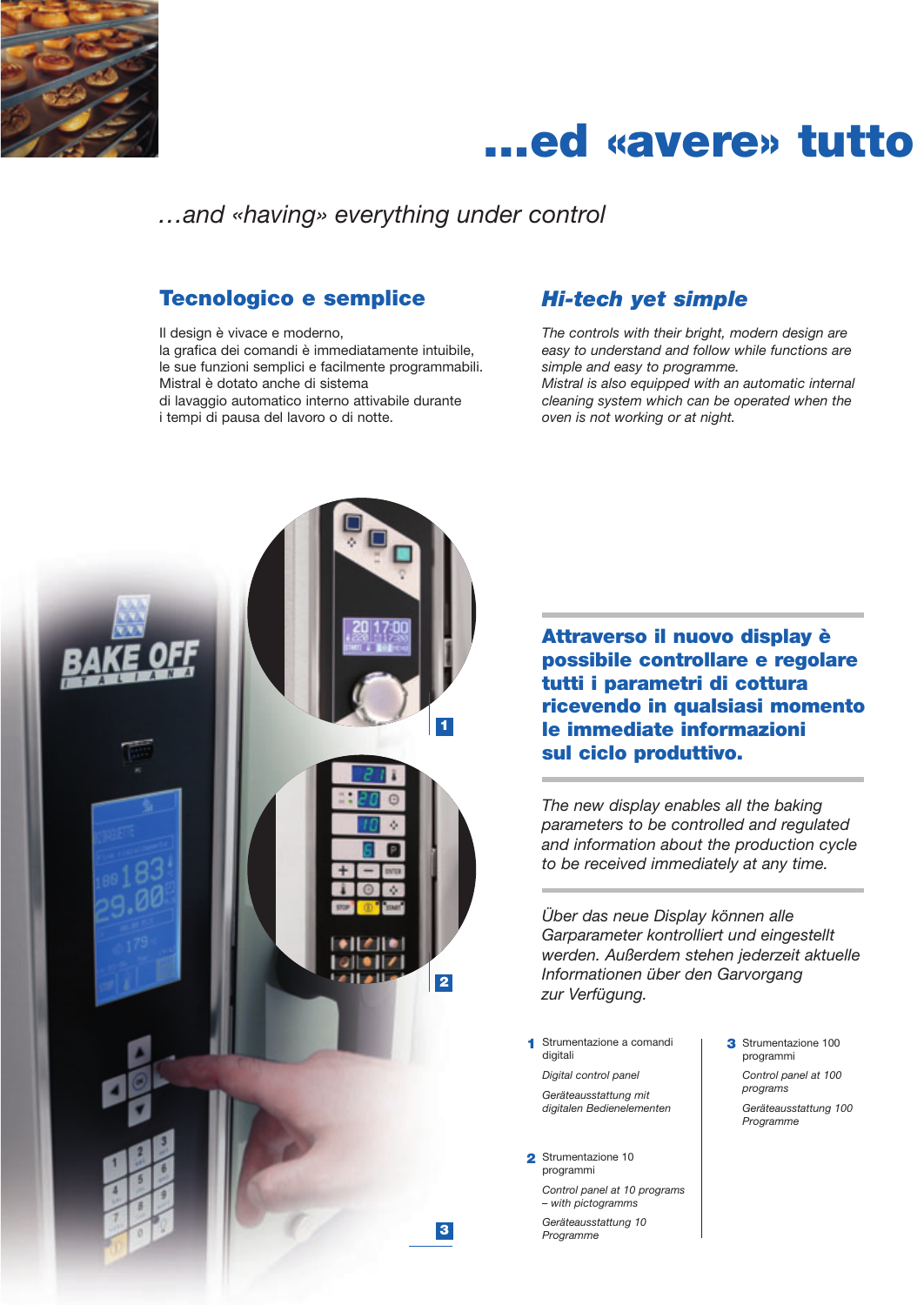# ...ed «avere» tutto

*...and «having» everything under control*

## Tecnologico e semplice

Il design è vivace e moderno,
la grafica dei comandi è immediatamente intuibile,
le sue funzioni semplici e facilmente programmabili.
Mistral è dotato anche di sistema
di lavaggio automatico interno attivabile durante
i tempi di pausa del lavoro o di notte.

## *Hi-tech yet simple*

*The controls with their bright, modern design are easy to understand and follow while functions are simple and easy to programme.*
*Mistral is also equipped with an automatic internal cleaning system which can be operated when the oven is not working or at night.*

**Attraverso il nuovo display è possibile controllare e regolare tutti i parametri di cottura ricevendo in qualsiasi momento le immediate informazioni sul ciclo produttivo.**

*The new display enables all the baking parameters to be controlled and regulated and information about the production cycle to be received immediately at any time.*

*Über das neue Display können alle Garparameter kontrolliert und eingestellt werden. Außerdem stehen jederzeit aktuelle Informationen über den Garvorgang zur Verfügung.*

**1** Strumentazione a comandi digitali

*Digital control panel*

*Geräteausstattung mit digitalen Bedienelementen*

**2** Strumentazione 10 programmi

*Control panel at 10 programs – with pictogramms*

*Geräteausstattung 10 Programme*

**3** Strumentazione 100 programmi

*Control panel at 100 programs*

*Geräteausstattung 100 Programme*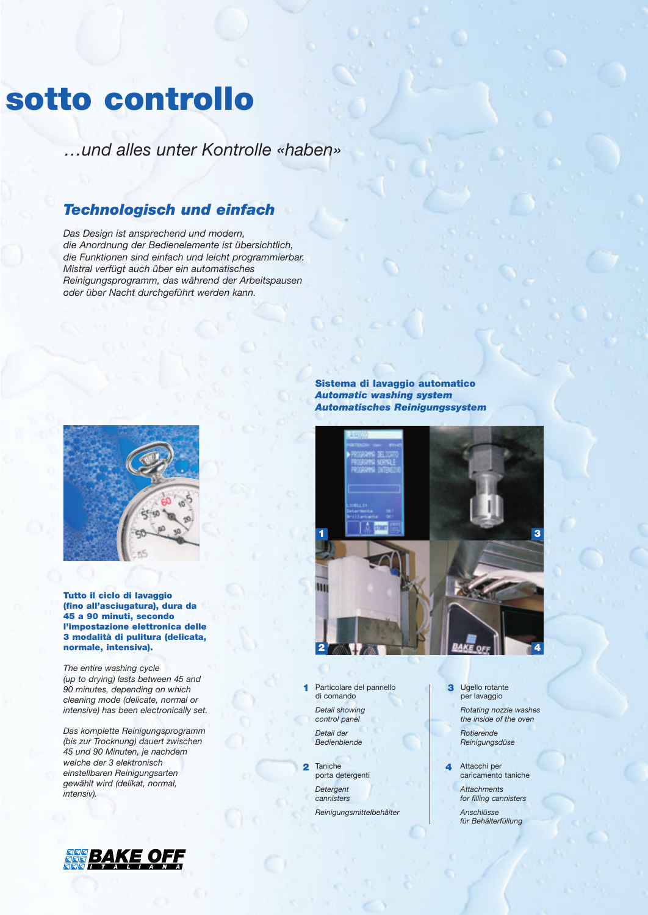# sotto controllo

*...und alles unter Kontrolle «haben»*

## *Technologisch und einfach*

*Das Design ist ansprechend und modern, die Anordnung der Bedienelemente ist übersichtlich, die Funktionen sind einfach und leicht programmierbar. Mistral verfügt auch über ein automatisches Reinigungsprogramm, das während der Arbeitspausen oder über Nacht durchgeführt werden kann.*

**Tutto il ciclo di lavaggio (fino all'asciugatura), dura da 45 a 90 minuti, secondo l'impostazione elettronica delle 3 modalità di pulitura (delicata, normale, intensiva).**

*The entire washing cycle (up to drying) lasts between 45 and 90 minutes, depending on which cleaning mode (delicate, normal or intensive) has been electronically set.*

*Das komplette Reinigungsprogramm (bis zur Trocknung) dauert zwischen 45 und 90 Minuten, je nachdem welche der 3 elektronisch einstellbaren Reinigungsarten gewählt wird (delikat, normal, intensiv).*

### Sistema di lavaggio automatico
### *Automatic washing system*
### *Automatisches Reinigungssystem*

**1** Particolare del pannello di comando

*Detail showing control panel*

*Detail der Bedienblende*

**2** Taniche porta detergenti

*Detergent cannisters*

*Reinigungsmittelbehälter*

**3** Ugello rotante per lavaggio

*Rotating nozzle washes the inside of the oven*

*Rotierende Reinigungsdüse*

**4** Attacchi per caricamento taniche

*Attachments for filling cannisters*

*Anschlüsse für Behälterfüllung*

BAKE OFF ITALIANA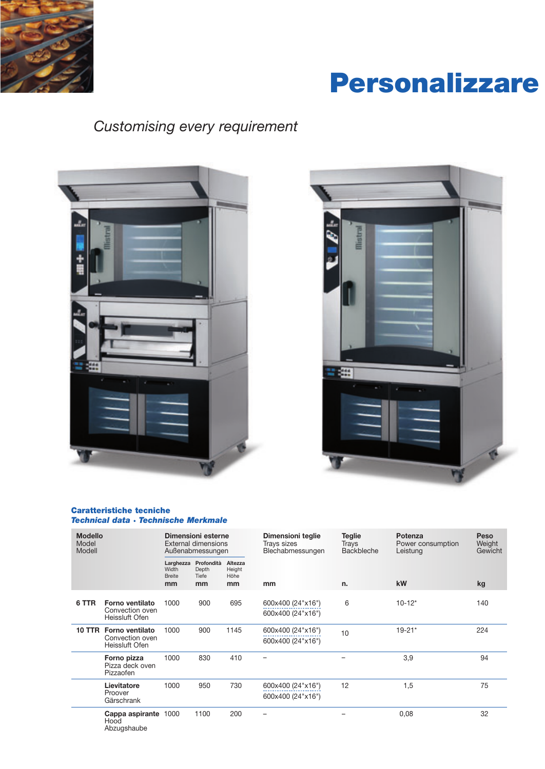# Personalizzare

*Customising every requirement*

### Caratteristiche tecniche
***Technical data · Technische Merkmale***

| Modello Model Modell | | Dimensioni esterne External dimensions Außenabmessungen | | | Dimensioni teglie Trays sizes Blechabmessungen | Teglie Trays Backbleche | Potenza Power consumption Leistung | Peso Weight Gewicht |
|---|---|---|---|---|---|---|---|---|
| | | Larghezza Width Breite mm | Profondità Depth Tiefe mm | Altezza Height Höhe mm | mm | n. | kW | kg |
| **6 TTR** | **Forno ventilato** Convection oven Heissluft Ofen | 1000 | 900 | 695 | 600x400 (24"x16") 600x400 (24"x16") | 6 | 10-12* | 140 |
| **10 TTR** | **Forno ventilato** Convection oven Heissluft Ofen | 1000 | 900 | 1145 | 600x400 (24"x16") 600x400 (24"x16") | 10 | 19-21* | 224 |
| | **Forno pizza** Pizza deck oven Pizzaofen | 1000 | 830 | 410 | – | – | 3,9 | 94 |
| | **Lievitatore** Proover Gärschrank | 1000 | 950 | 730 | 600x400 (24"x16") 600x400 (24"x16") | 12 | 1,5 | 75 |
| | **Cappa aspirante** Hood Abzugshaube | 1000 | 1100 | 200 | – | – | 0,08 | 32 |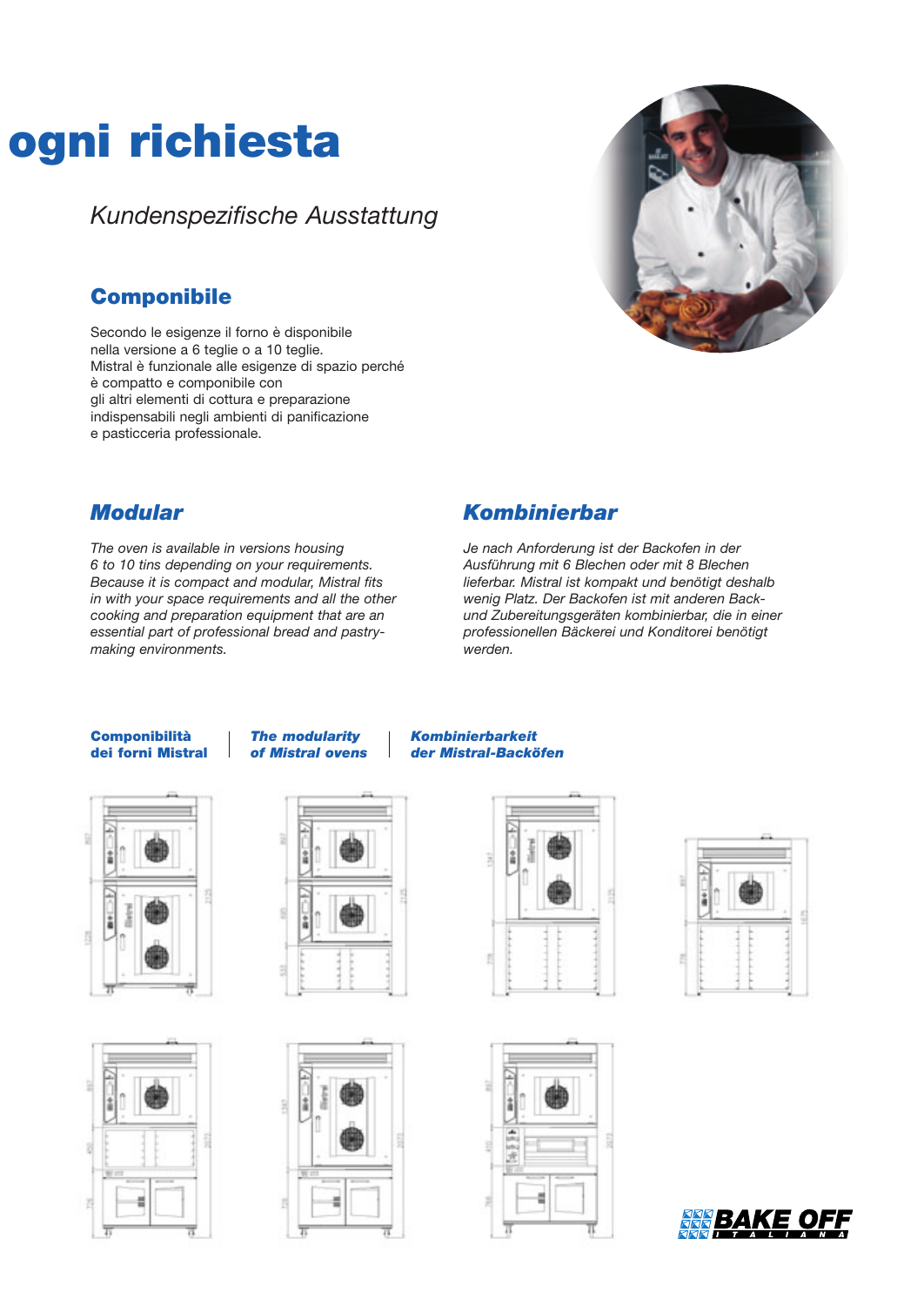# ogni richiesta

*Kundenspezifische Ausstattung*

## Componibile

Secondo le esigenze il forno è disponibile nella versione a 6 teglie o a 10 teglie. Mistral è funzionale alle esigenze di spazio perché è compatto e componibile con gli altri elementi di cottura e preparazione indispensabili negli ambienti di panificazione e pasticceria professionale.

## *Modular*

*The oven is available in versions housing 6 to 10 tins depending on your requirements. Because it is compact and modular, Mistral fits in with your space requirements and all the other cooking and preparation equipment that are an essential part of professional bread and pastry-making environments.*

## *Kombinierbar*

*Je nach Anforderung ist der Backofen in der Ausführung mit 6 Blechen oder mit 8 Blechen lieferbar. Mistral ist kompakt und benötigt deshalb wenig Platz. Der Backofen ist mit anderen Back- und Zubereitungsgeräten kombinierbar, die in einer professionellen Bäckerei und Konditorei benötigt werden.*

**Componibilità dei forni Mistral** | ***The modularity of Mistral ovens*** | ***Kombinierbarkeit der Mistral-Backöfen***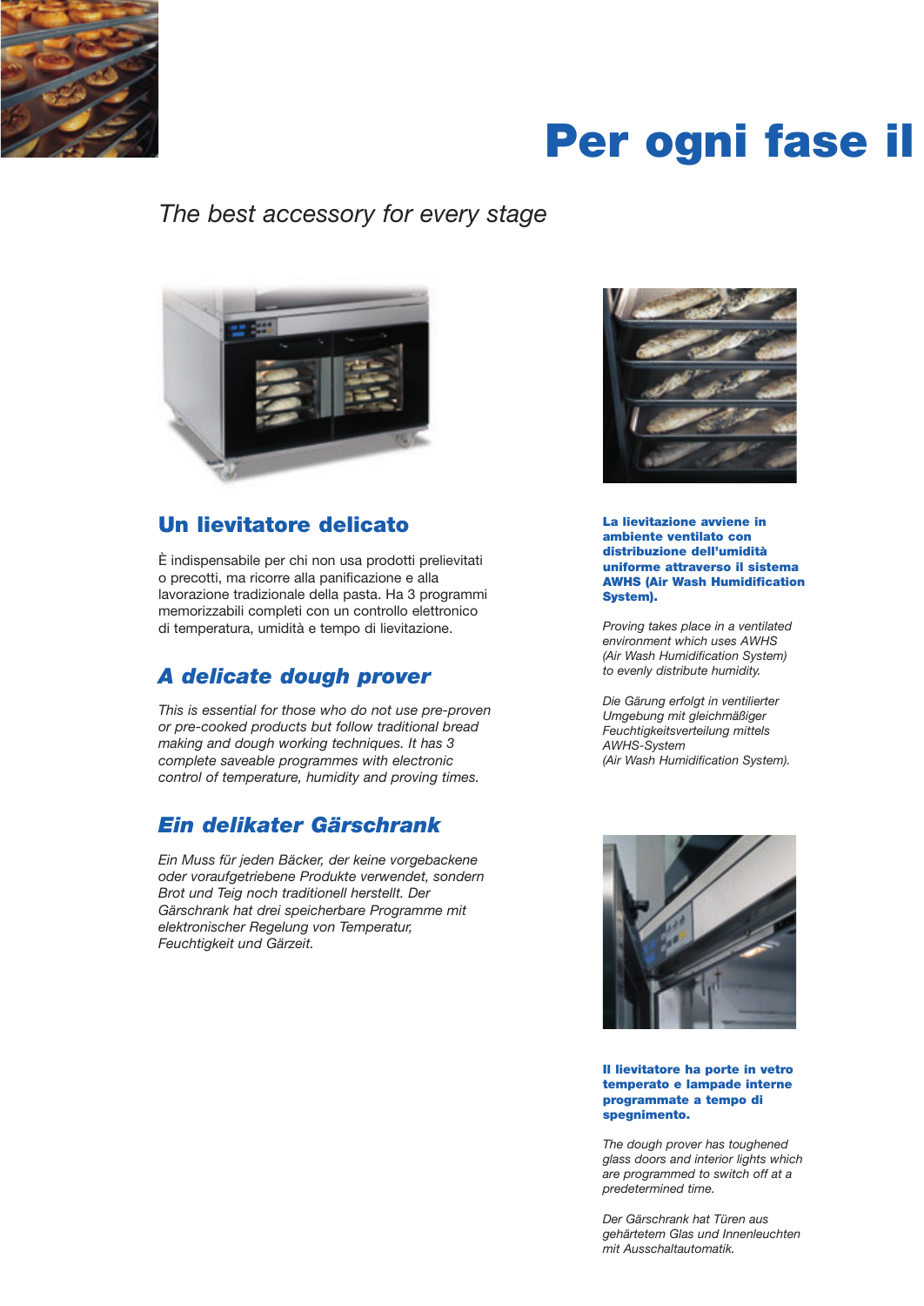# Per ogni fase il

*The best accessory for every stage*

## Un lievitatore delicato

È indispensabile per chi non usa prodotti prelievitati o precotti, ma ricorre alla panificazione e alla lavorazione tradizionale della pasta. Ha 3 programmi memorizzabili completi con un controllo elettronico di temperatura, umidità e tempo di lievitazione.

## *A delicate dough prover*

*This is essential for those who do not use pre-proven or pre-cooked products but follow traditional bread making and dough working techniques. It has 3 complete saveable programmes with electronic control of temperature, humidity and proving times.*

## *Ein delikater Gärschrank*

*Ein Muss für jeden Bäcker, der keine vorgebackene oder voraufgetriebene Produkte verwendet, sondern Brot und Teig noch traditionell herstellt. Der Gärschrank hat drei speicherbare Programme mit elektronischer Regelung von Temperatur, Feuchtigkeit und Gärzeit.*

**La lievitazione avviene in ambiente ventilato con distribuzione dell'umidità uniforme attraverso il sistema AWHS (Air Wash Humidification System).**

*Proving takes place in a ventilated environment which uses AWHS (Air Wash Humidification System) to evenly distribute humidity.*

*Die Gärung erfolgt in ventilierter Umgebung mit gleichmäßiger Feuchtigkeitsverteilung mittels AWHS-System (Air Wash Humidification System).*

**Il lievitatore ha porte in vetro temperato e lampade interne programmate a tempo di spegnimento.**

*The dough prover has toughened glass doors and interior lights which are programmed to switch off at a predetermined time.*

*Der Gärschrank hat Türen aus gehärtetem Glas und Innenleuchten mit Ausschaltautomatik.*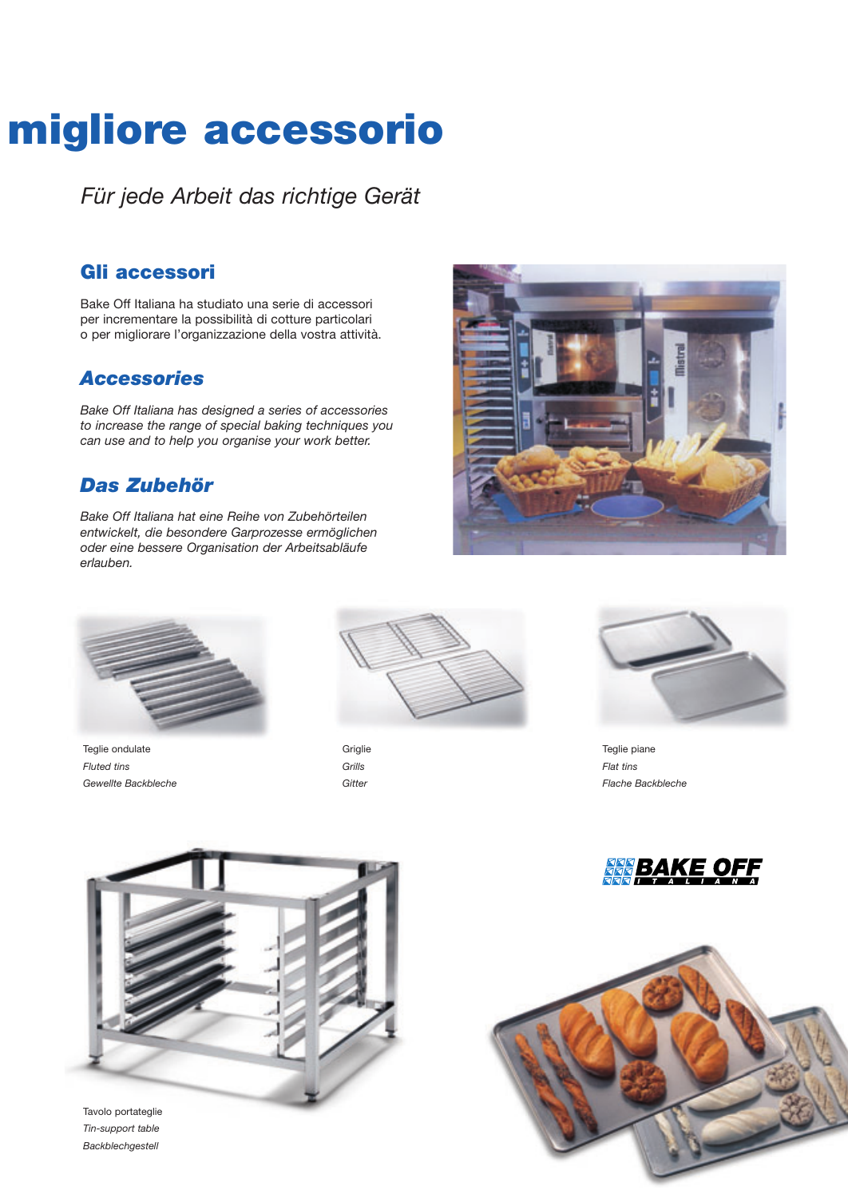# migliore accessorio

*Für jede Arbeit das richtige Gerät*

## Gli accessori

Bake Off Italiana ha studiato una serie di accessori per incrementare la possibilità di cotture particolari o per migliorare l'organizzazione della vostra attività.

## *Accessories*

*Bake Off Italiana has designed a series of accessories to increase the range of special baking techniques you can use and to help you organise your work better.*

## *Das Zubehör*

*Bake Off Italiana hat eine Reihe von Zubehörteilen entwickelt, die besondere Garprozesse ermöglichen oder eine bessere Organisation der Arbeitsabläufe erlauben.*

Teglie ondulate
*Fluted tins*
*Gewellte Backbleche*

Griglie
*Grills*
*Gitter*

Teglie piane
*Flat tins*
*Flache Backbleche*

Tavolo portateglie
*Tin-support table*
*Backblechgestell*

BAKE OFF ITALIANA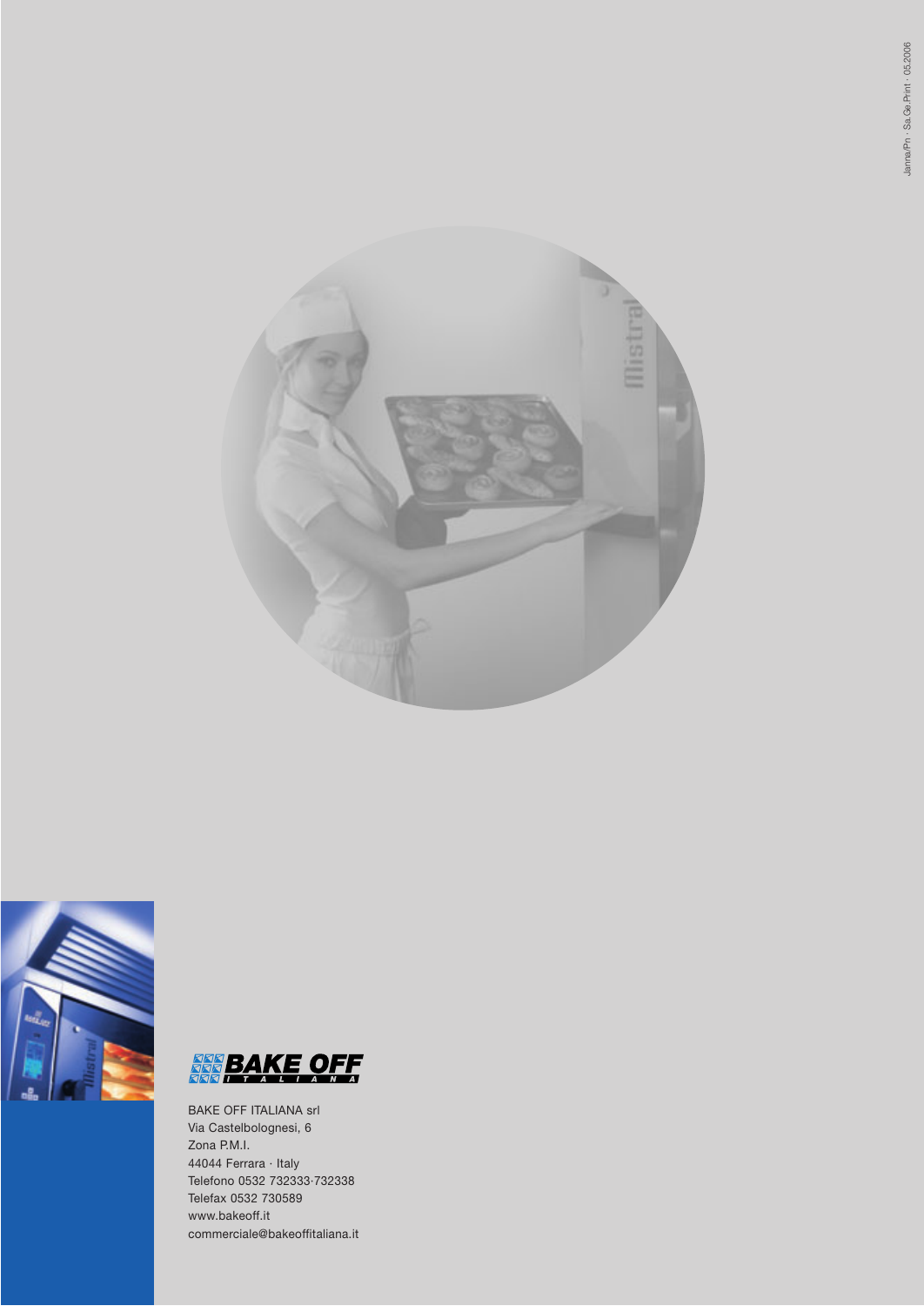BAKE OFF ITALIANA

BAKE OFF ITALIANA srl
Via Castelbolognesi, 6
Zona P.M.I.
44044 Ferrara · Italy
Telefono 0532 732333·732338
Telefax 0532 730589
www.bakeoff.it
commerciale@bakeoffitaliana.it

Janna/Pn · Sa.Ge.Print · 05.2006